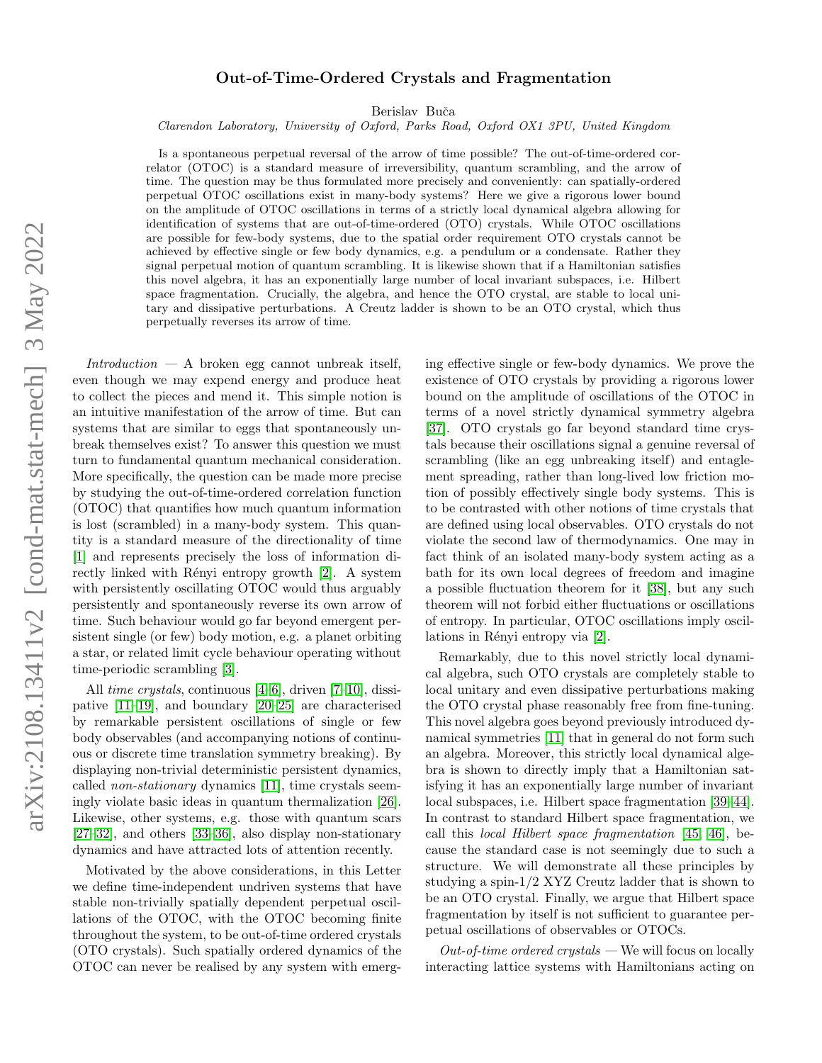# Out-of-Time-Ordered Crystals and Fragmentation

Berislav Buča

*Clarendon Laboratory, University of Oxford, Parks Road, Oxford OX1 3PU, United Kingdom*

Is a spontaneous perpetual reversal of the arrow of time possible? The out-of-time-ordered correlator (OTOC) is a standard measure of irreversibility, quantum scrambling, and the arrow of time. The question may be thus formulated more precisely and conveniently: can spatially-ordered perpetual OTOC oscillations exist in many-body systems? Here we give a rigorous lower bound on the amplitude of OTOC oscillations in terms of a strictly local dynamical algebra allowing for identification of systems that are out-of-time-ordered (OTO) crystals. While OTOC oscillations are possible for few-body systems, due to the spatial order requirement OTO crystals cannot be achieved by effective single or few body dynamics, e.g. a pendulum or a condensate. Rather they signal perpetual motion of quantum scrambling. It is likewise shown that if a Hamiltonian satisfies this novel algebra, it has an exponentially large number of local invariant subspaces, i.e. Hilbert space fragmentation. Crucially, the algebra, and hence the OTO crystal, are stable to local unitary and dissipative perturbations. A Creutz ladder is shown to be an OTO crystal, which thus perpetually reverses its arrow of time.

*Introduction* — A broken egg cannot unbreak itself, even though we may expend energy and produce heat to collect the pieces and mend it. This simple notion is an intuitive manifestation of the arrow of time. But can systems that are similar to eggs that spontaneously unbreak themselves exist? To answer this question we must turn to fundamental quantum mechanical consideration. More specifically, the question can be made more precise by studying the out-of-time-ordered correlation function (OTOC) that quantifies how much quantum information is lost (scrambled) in a many-body system. This quantity is a standard measure of the directionality of time [1] and represents precisely the loss of information directly linked with Rényi entropy growth [2]. A system with persistently oscillating OTOC would thus arguably persistently and spontaneously reverse its own arrow of time. Such behaviour would go far beyond emergent persistent single (or few) body motion, e.g. a planet orbiting a star, or related limit cycle behaviour operating without time-periodic scrambling [3].

All *time crystals*, continuous [4–6], driven [7–10], dissipative [11–19], and boundary [20–25] are characterised by remarkable persistent oscillations of single or few body observables (and accompanying notions of continuous or discrete time translation symmetry breaking). By displaying non-trivial deterministic persistent dynamics, called *non-stationary* dynamics [11], time crystals seemingly violate basic ideas in quantum thermalization [26]. Likewise, other systems, e.g. those with quantum scars [27–32], and others [33–36], also display non-stationary dynamics and have attracted lots of attention recently.

Motivated by the above considerations, in this Letter we define time-independent undriven systems that have stable non-trivially spatially dependent perpetual oscillations of the OTOC, with the OTOC becoming finite throughout the system, to be out-of-time ordered crystals (OTO crystals). Such spatially ordered dynamics of the OTOC can never be realised by any system with emerging effective single or few-body dynamics. We prove the existence of OTO crystals by providing a rigorous lower bound on the amplitude of oscillations of the OTOC in terms of a novel strictly dynamical symmetry algebra [37]. OTO crystals go far beyond standard time crystals because their oscillations signal a genuine reversal of scrambling (like an egg unbreaking itself) and entanglement spreading, rather than long-lived low friction motion of possibly effectively single body systems. This is to be contrasted with other notions of time crystals that are defined using local observables. OTO crystals do not violate the second law of thermodynamics. One may in fact think of an isolated many-body system acting as a bath for its own local degrees of freedom and imagine a possible fluctuation theorem for it [38], but any such theorem will not forbid either fluctuations or oscillations of entropy. In particular, OTOC oscillations imply oscillations in Rényi entropy via [2].

Remarkably, due to this novel strictly local dynamical algebra, such OTO crystals are completely stable to local unitary and even dissipative perturbations making the OTO crystal phase reasonably free from fine-tuning. This novel algebra goes beyond previously introduced dynamical symmetries [11] that in general do not form such an algebra. Moreover, this strictly local dynamical algebra is shown to directly imply that a Hamiltonian satisfying it has an exponentially large number of invariant local subspaces, i.e. Hilbert space fragmentation [39–44]. In contrast to standard Hilbert space fragmentation, we call this *local Hilbert space fragmentation* [45, 46], because the standard case is not seemingly due to such a structure. We will demonstrate all these principles by studying a spin-1/2 XYZ Creutz ladder that is shown to be an OTO crystal. Finally, we argue that Hilbert space fragmentation by itself is not sufficient to guarantee perpetual oscillations of observables or OTOCs.

*Out-of-time ordered crystals* — We will focus on locally interacting lattice systems with Hamiltonians acting on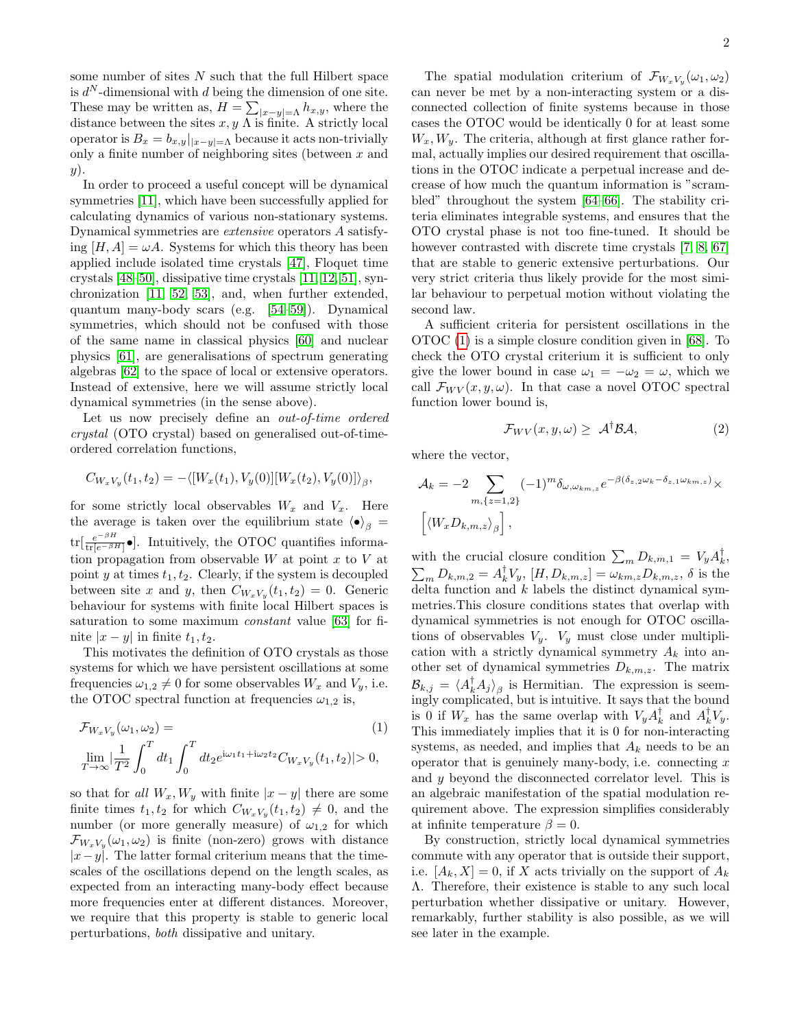some number of sites $N$ such that the full Hilbert space is $d^N$-dimensional with $d$ being the dimension of one site. These may be written as, $H = \sum_{|x-y|=\Lambda} h_{x,y}$, where the distance between the sites $x, y$ $\Lambda$ is finite. A strictly local operator is $B_x = b_{x,y}|_{|x-y|=\Lambda}$ because it acts non-trivially only a finite number of neighboring sites (between $x$ and $y$).

In order to proceed a useful concept will be dynamical symmetries [11], which have been successfully applied for calculating dynamics of various non-stationary systems. Dynamical symmetries are *extensive* operators $A$ satisfying $[H, A] = \omega A$. Systems for which this theory has been applied include isolated time crystals [47], Floquet time crystals [48–50], dissipative time crystals [11, 12, 51], synchronization [11, 52, 53], and, when further extended, quantum many-body scars (e.g. [54–59]). Dynamical symmetries, which should not be confused with those of the same name in classical physics [60] and nuclear physics [61], are generalisations of spectrum generating algebras [62] to the space of local or extensive operators. Instead of extensive, here we will assume strictly local dynamical symmetries (in the sense above).

Let us now precisely define an *out-of-time ordered crystal* (OTO crystal) based on generalised out-of-time-ordered correlation functions,

$$C_{W_x V_y}(t_1, t_2) = -\langle [W_x(t_1), V_y(0)][W_x(t_2), V_y(0)] \rangle_\beta,$$

for some strictly local observables $W_x$ and $V_x$. Here the average is taken over the equilibrium state $\langle \bullet \rangle_\beta = \mathrm{tr}[\frac{e^{-\beta H}}{\mathrm{tr}[e^{-\beta H}]} \bullet]$. Intuitively, the OTOC quantifies information propagation from observable $W$ at point $x$ to $V$ at point $y$ at times $t_1, t_2$. Clearly, if the system is decoupled between site $x$ and $y$, then $C_{W_x V_y}(t_1, t_2) = 0$. Generic behaviour for systems with finite local Hilbert spaces is saturation to some maximum *constant* value [63] for finite $|x-y|$ in finite $t_1, t_2$.

This motivates the definition of OTO crystals as those systems for which we have persistent oscillations at some frequencies $\omega_{1,2} \neq 0$ for some observables $W_x$ and $V_y$, i.e. the OTOC spectral function at frequencies $\omega_{1,2}$ is,

$$\mathcal{F}_{W_x V_y}(\omega_1, \omega_2) = \lim_{T \to \infty} \Big| \frac{1}{T^2} \int_0^T dt_1 \int_0^T dt_2 e^{\mathrm{i}\omega_1 t_1 + \mathrm{i}\omega_2 t_2} C_{W_x V_y}(t_1, t_2) \Big| > 0, \tag{1}$$

so that for *all* $W_x, W_y$ with finite $|x-y|$ there are some finite times $t_1, t_2$ for which $C_{W_x V_y}(t_1, t_2) \neq 0$, and the number (or more generally measure) of $\omega_{1,2}$ for which $\mathcal{F}_{W_x V_y}(\omega_1, \omega_2)$ is finite (non-zero) grows with distance $|x-y|$. The latter formal criterium means that the time-scales of the oscillations depend on the length scales, as expected from an interacting many-body effect because more frequencies enter at different distances. Moreover, we require that this property is stable to generic local perturbations, *both* dissipative and unitary.

The spatial modulation criterium of $\mathcal{F}_{W_x V_y}(\omega_1, \omega_2)$ can never be met by a non-interacting system or a disconnected collection of finite systems because in those cases the OTOC would be identically 0 for at least some $W_x, W_y$. The criteria, although at first glance rather formal, actually implies our desired requirement that oscillations in the OTOC indicate a perpetual increase and decrease of how much the quantum information is "scrambled" throughout the system [64–66]. The stability criteria eliminates integrable systems, and ensures that the OTO crystal phase is not too fine-tuned. It should be however contrasted with discrete time crystals [7, 8, 67] that are stable to generic extensive perturbations. Our very strict criteria thus likely provide for the most similar behaviour to perpetual motion without violating the second law.

A sufficient criteria for persistent oscillations in the OTOC (1) is a simple closure condition given in [68]. To check the OTO crystal criterium it is sufficient to only give the lower bound in case $\omega_1 = -\omega_2 = \omega$, which we call $\mathcal{F}_{WV}(x, y, \omega)$. In that case a novel OTOC spectral function lower bound is,

$$\mathcal{F}_{WV}(x, y, \omega) \geq \mathcal{A}^\dagger \mathcal{B} \mathcal{A}, \tag{2}$$

where the vector,

$$\mathcal{A}_k = -2 \sum_{m, \{z=1,2\}} (-1)^m \delta_{\omega, \omega_{km,z}} e^{-\beta(\delta_{z,2}\omega_k - \delta_{z,1}\omega_{km,z})} \times \left[ \langle W_x D_{k,m,z} \rangle_\beta \right],$$

with the crucial closure condition $\sum_m D_{k,m,1} = V_y A_k^\dagger$, $\sum_m D_{k,m,2} = A_k^\dagger V_y$, $[H, D_{k,m,z}] = \omega_{km,z} D_{k,m,z}$, $\delta$ is the delta function and $k$ labels the distinct dynamical symmetries.This closure conditions states that overlap with dynamical symmetries is not enough for OTOC oscillations of observables $V_y$. $V_y$ must close under multiplication with a strictly dynamical symmetry $A_k$ into another set of dynamical symmetries $D_{k,m,z}$. The matrix $\mathcal{B}_{k,j} = \langle A_k^\dagger A_j \rangle_\beta$ is Hermitian. The expression is seemingly complicated, but is intuitive. It says that the bound is 0 if $W_x$ has the same overlap with $V_y A_k^\dagger$ and $A_k^\dagger V_y$. This immediately implies that it is 0 for non-interacting systems, as needed, and implies that $A_k$ needs to be an operator that is genuinely many-body, i.e. connecting $x$ and $y$ beyond the disconnected correlator level. This is an algebraic manifestation of the spatial modulation requirement above. The expression simplifies considerably at infinite temperature $\beta = 0$.

By construction, strictly local dynamical symmetries commute with any operator that is outside their support, i.e. $[A_k, X] = 0$, if $X$ acts trivially on the support of $A_k$ $\Lambda$. Therefore, their existence is stable to any such local perturbation whether dissipative or unitary. However, remarkably, further stability is also possible, as we will see later in the example.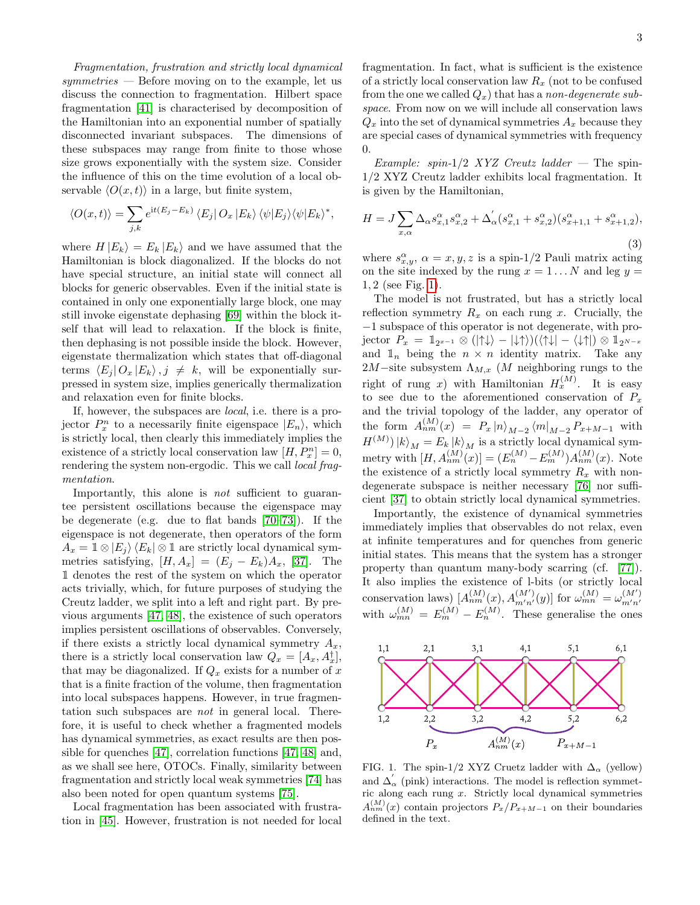*Fragmentation, frustration and strictly local dynamical symmetries* — Before moving on to the example, let us discuss the connection to fragmentation. Hilbert space fragmentation [41] is characterised by decomposition of the Hamiltonian into an exponential number of spatially disconnected invariant subspaces. The dimensions of these subspaces may range from finite to those whose size grows exponentially with the system size. Consider the influence of this on the time evolution of a local observable $\langle O(x,t)\rangle$ in a large, but finite system,

$$\langle O(x,t)\rangle = \sum_{j,k} e^{\mathrm{i}t(E_j - E_k)} \langle E_j| O_x |E_k\rangle \langle\psi|E_j\rangle\langle\psi|E_k\rangle^*,$$

where $H|E_k\rangle = E_k|E_k\rangle$ and we have assumed that the Hamiltonian is block diagonalized. If the blocks do not have special structure, an initial state will connect all blocks for generic observables. Even if the initial state is contained in only one exponentially large block, one may still invoke eigenstate dephasing [69] within the block itself that will lead to relaxation. If the block is finite, then dephasing is not possible inside the block. However, eigenstate thermalization which states that off-diagonal terms $\langle E_j| O_x |E_k\rangle, j \neq k$, will be exponentially surpressed in system size, implies generically thermalization and relaxation even for finite blocks.

If, however, the subspaces are *local*, i.e. there is a projector $P_x^n$ to a necessarily finite eigenspace $|E_n\rangle$, which is strictly local, then clearly this immediately implies the existence of a strictly local conservation law $[H, P_x^n] = 0$, rendering the system non-ergodic. This we call *local fragmentation*.

Importantly, this alone is *not* sufficient to guarantee persistent oscillations because the eigenspace may be degenerate (e.g. due to flat bands [70–73]). If the eigenspace is not degenerate, then operators of the form $A_x = \mathbb{1}\otimes|E_j\rangle\langle E_k|\otimes\mathbb{1}$ are strictly local dynamical symmetries satisfying, $[H, A_x] = (E_j - E_k)A_x$, [37]. The $\mathbb{1}$ denotes the rest of the system on which the operator acts trivially, which, for future purposes of studying the Creutz ladder, we split into a left and right part. By previous arguments [47, 48], the existence of such operators implies persistent oscillations of observables. Conversely, if there exists a strictly local dynamical symmetry $A_x$, there is a strictly local conservation law $Q_x = [A_x, A_x^\dagger]$, that may be diagonalized. If $Q_x$ exists for a number of $x$ that is a finite fraction of the volume, then fragmentation into local subspaces happens. However, in true fragmentation such subspaces are *not* in general local. Therefore, it is useful to check whether a fragmented models has dynamical symmetries, as exact results are then possible for quenches [47], correlation functions [47, 48] and, as we shall see here, OTOCs. Finally, similarity between fragmentation and strictly local weak symmetries [74] has also been noted for open quantum systems [75].

Local fragmentation has been associated with frustration in [45]. However, frustration is not needed for local fragmentation. In fact, what is sufficient is the existence of a strictly local conservation law $R_x$ (not to be confused from the one we called $Q_x$) that has a *non-degenerate subspace*. From now on we will include all conservation laws $Q_x$ into the set of dynamical symmetries $A_x$ because they are special cases of dynamical symmetries with frequency 0.

*Example: spin-1/2 XYZ Creutz ladder* — The spin-1/2 XYZ Creutz ladder exhibits local fragmentation. It is given by the Hamiltonian,

$$H = J\sum_{x,\alpha} \Delta_\alpha s^\alpha_{x,1}s^\alpha_{x,2} + \Delta^{'}_\alpha(s^\alpha_{x,1} + s^\alpha_{x,2})(s^\alpha_{x+1,1} + s^\alpha_{x+1,2}), \tag{3}$$

where $s^\alpha_{x,y}$, $\alpha = x, y, z$ is a spin-1/2 Pauli matrix acting on the site indexed by the rung $x = 1\ldots N$ and leg $y = 1, 2$ (see Fig. 1).

The model is not frustrated, but has a strictly local reflection symmetry $R_x$ on each rung $x$. Crucially, the $-1$ subspace of this operator is not degenerate, with projector $P_x = \mathbb{1}_{2^{x-1}}\otimes(|\uparrow\downarrow\rangle - |\downarrow\uparrow\rangle)(\langle\uparrow\downarrow| - \langle\downarrow\uparrow|)\otimes\mathbb{1}_{2^{N-x}}$ and $\mathbb{1}_n$ being the $n\times n$ identity matrix. Take any $2M-$site subsystem $\Lambda_{M,x}$ ($M$ neighboring rungs to the right of rung $x$) with Hamiltonian $H_x^{(M)}$. It is easy to see due to the aforementioned conservation of $P_x$ and the trivial topology of the ladder, any operator of the form $A_{nm}^{(M)}(x) = P_x|n\rangle_{M-2}\langle m|_{M-2}P_{x+M-1}$ with $H^{(M)})|k\rangle_M = E_k|k\rangle_M$ is a strictly local dynamical symmetry with $[H, A_{nm}^{(M)}(x)] = (E_n^{(M)} - E_m^{(M)})A_{nm}^{(M)}(x)$. Note the existence of a strictly local symmetry $R_x$ with non-degenerate subspace is neither necessary [76] nor sufficient [37] to obtain strictly local dynamical symmetries.

Importantly, the existence of dynamical symmetries immediately implies that observables do not relax, even at infinite temperatures and for quenches from generic initial states. This means that the system has a stronger property than quantum many-body scarring (cf. [77]). It also implies the existence of l-bits (or strictly local conservation laws) $[A_{nm}^{(M)}(x), A_{m'n'}^{(M')}(y)]$ for $\omega_{mn}^{(M)} = \omega_{m'n'}^{(M')}$ with $\omega_{mn}^{(M)} = E_m^{(M)} - E_n^{(M)}$. These generalise the ones

1,1 2,1 3,1 4,1 5,1 6,1
1,2 2,2 3,2 4,2 5,2 6,2
$P_x$ $A_{nm}^{(M)}(x)$ $P_{x+M-1}$

FIG. 1. The spin-1/2 XYZ Cruetz ladder with $\Delta_\alpha$ (yellow) and $\Delta^{'}_\alpha$ (pink) interactions. The model is reflection symmetric along each rung $x$. Strictly local dynamical symmetries $A_{nm}^{(M)}(x)$ contain projectors $P_x/P_{x+M-1}$ on their boundaries defined in the text.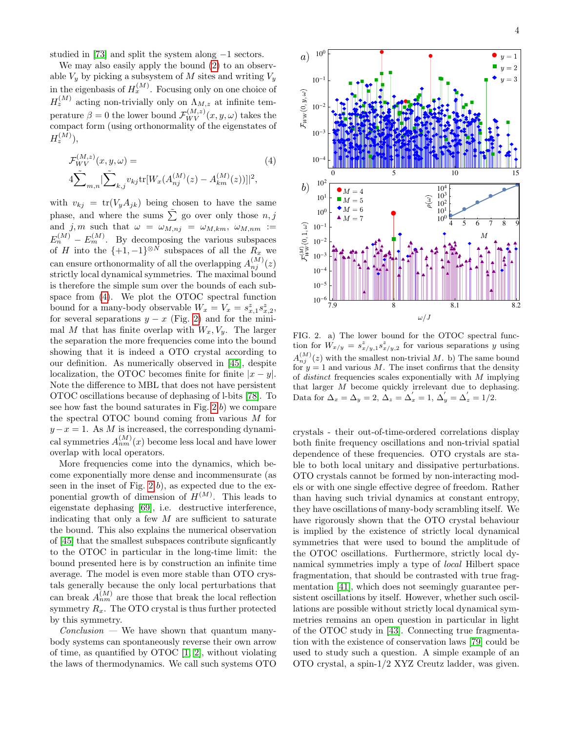studied in [73] and split the system along $-1$ sectors.

We may also easily apply the bound (2) to an observable $V_y$ by picking a subsystem of $M$ sites and writing $V_y$ in the eigenbasis of $H_x^{(M)}$. Focusing only on one choice of $H_z^{(M)}$ acting non-trivially only on $\Lambda_{M,z}$ at infinite temperature $\beta = 0$ the lower bound $\mathcal{F}_{WV}^{(M,z)}(x, y, \omega)$ takes the compact form (using orthonormality of the eigenstates of $H_z^{(M)}$),

$$\mathcal{F}_{WV}^{(M,z)}(x, y, \omega) = \\ 4\tilde{\sum}_{m,n} |\tilde{\sum}_{k,j} v_{kj} \mathrm{tr}[W_x(A_{nj}^{(M)}(z) - A_{km}^{(M)}(z))]|^2, \tag{4}$$

with $v_{kj} = \mathrm{tr}(V_y A_{jk})$ being chosen to have the same phase, and where the sums $\tilde{\sum}$ go over only those $n, j$ and $j, m$ such that $\omega = \omega_{M,nj} = \omega_{M,km}$, $\omega_{M,nm} := E_n^{(M)} - E_m^{(M)}$. By decomposing the various subspaces of $H$ into the $\{+1, -1\}^{\otimes N}$ subspaces of all the $R_x$ we can ensure orthonormality of all the overlapping $A_{nj}^{(M)}(z)$ strictly local dynamical symmetries. The maximal bound is therefore the simple sum over the bounds of each subspace from (4). We plot the OTOC spectral function bound for a many-body observable $W_x = V_x = s_{x,1}^z s_{x,2}^z$, for several separations $y - x$ (Fig. 2) and for the minimal $M$ that has finite overlap with $W_x, V_y$. The larger the separation the more frequencies come into the bound showing that it is indeed a OTO crystal according to our definition. As numerically observed in [45], despite localization, the OTOC becomes finite for finite $|x - y|$. Note the difference to MBL that does not have persistent OTOC oscillations because of dephasing of l-bits [78]. To see how fast the bound saturates in Fig. 2$b$) we compare the spectral OTOC bound coming from various $M$ for $y - x = 1$. As $M$ is increased, the corresponding dynamical symmetries $A_{nm}^{(M)}(x)$ become less local and have lower overlap with local operators.

More frequencies come into the dynamics, which become exponentially more dense and incommensurate (as seen in the inset of Fig. 2$b$)), as expected due to the exponential growth of dimension of $H^{(M)}$. This leads to eigenstate dephasing [69], i.e. destructive interference, indicating that only a few $M$ are sufficient to saturate the bound. This also explains the numerical observation of [45] that the smallest subspaces contribute signficantly to the OTOC in particular in the long-time limit: the bound presented here is by construction an infinite time average. The model is even more stable than OTO crystals generally because the only local perturbations that can break $A_{nm}^{(M)}$ are those that break the local reflection symmetry $R_x$. The OTO crystal is thus further protected by this symmetry.

*Conclusion* — We have shown that quantum many-body systems can spontaneously reverse their own arrow of time, as quantified by OTOC [1, 2], without violating the laws of thermodynamics. We call such systems OTO crystals - their out-of-time-ordered correlations display both finite frequency oscillations and non-trivial spatial dependence of these frequencies. OTO crystals are stable to both local unitary and dissipative perturbations. OTO crystals cannot be formed by non-interacting models or with one single effective degree of freedom. Rather than having such trivial dynamics at constant entropy, they have oscillations of many-body scrambling itself. We have rigorously shown that the OTO crystal behaviour is implied by the existence of strictly local dynamical symmetries that were used to bound the amplitude of the OTOC oscillations. Furthermore, strictly local dynamical symmetries imply a type of *local* Hilbert space fragmentation, that should be contrasted with true fragmentation [41], which does not seemingly guarantee persistent oscillations by itself. However, whether such oscillations are possible without strictly local dynamical symmetries remains an open question in particular in light of the OTOC study in [43]. Connecting true fragmentation with the existence of conservation laws [79] could be used to study such a question. A simple example of an OTO crystal, a spin-1/2 XYZ Creutz ladder, was given.

a)
$\mathcal{F}_{WW}(0, y, \omega)$
$10^0$, $10^{-1}$, $10^{-2}$, $10^{-3}$, $10^{-4}$
0, 5, 10, 15
$y = 1$
$y = 2$
$y = 3$

b)
$\mathcal{F}_{WW}^{(M)}(0, 1, \omega)$
$10^2$, $10^1$, $10^0$, $10^{-1}$, $10^{-2}$, $10^{-3}$, $10^{-4}$, $10^{-5}$, $10^{-6}$
7.9, 8, 8.1, 8.2
$\omega/J$
$M = 4$
$M = 5$
$M = 6$
$M = 7$
$\rho(\omega)$
$10^4$, $10^3$, $10^2$, $10^1$, $10^0$
4, 5, 6, 7, 8, 9
$M$

FIG. 2. a) The lower bound for the OTOC spectral function for $W_{x/y} = s_{x/y,1}^z s_{x/y,2}^z$ for various separations $y$ using $A_{nj}^{(M)}(z)$ with the smallest non-trivial $M$. b) The same bound for $y = 1$ and various $M$. The inset confirms that the density of *distinct* frequencies scales exponentially with $M$ implying that larger $M$ become quickly irrelevant due to dephasing. Data for $\Delta_x = \Delta_y = 2$, $\Delta_z = \Delta_x^{'} = 1$, $\Delta_y^{'} = \Delta_z^{'} = 1/2$.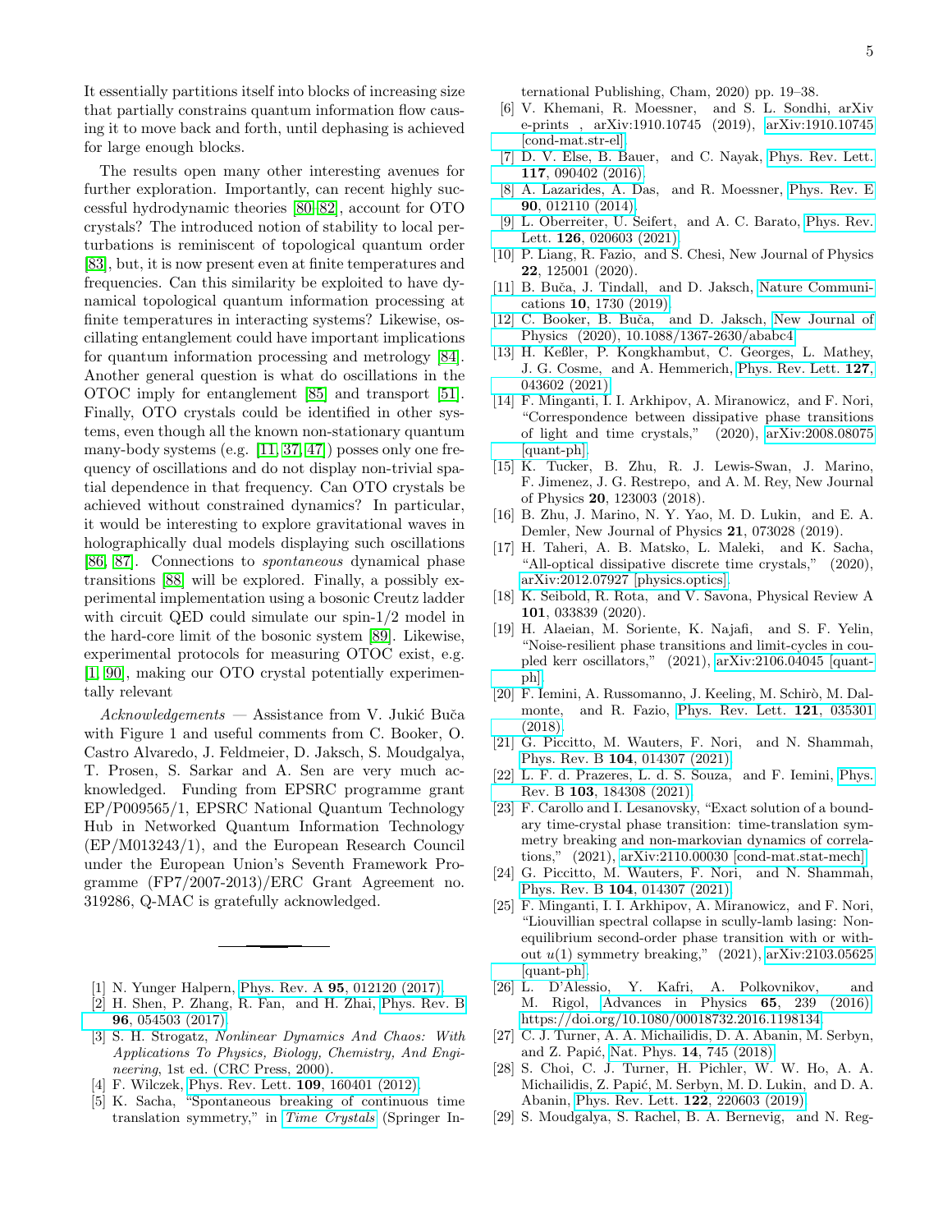It essentially partitions itself into blocks of increasing size that partially constrains quantum information flow causing it to move back and forth, until dephasing is achieved for large enough blocks.

The results open many other interesting avenues for further exploration. Importantly, can recent highly successful hydrodynamic theories [80–82], account for OTO crystals? The introduced notion of stability to local perturbations is reminiscent of topological quantum order [83], but, it is now present even at finite temperatures and frequencies. Can this similarity be exploited to have dynamical topological quantum information processing at finite temperatures in interacting systems? Likewise, oscillating entanglement could have important implications for quantum information processing and metrology [84]. Another general question is what do oscillations in the OTOC imply for entanglement [85] and transport [51]. Finally, OTO crystals could be identified in other systems, even though all the known non-stationary quantum many-body systems (e.g. [11, 37, 47]) posses only one frequency of oscillations and do not display non-trivial spatial dependence in that frequency. Can OTO crystals be achieved without constrained dynamics? In particular, it would be interesting to explore gravitational waves in holographically dual models displaying such oscillations [86, 87]. Connections to *spontaneous* dynamical phase transitions [88] will be explored. Finally, a possibly experimental implementation using a bosonic Creutz ladder with circuit QED could simulate our spin-1/2 model in the hard-core limit of the bosonic system [89]. Likewise, experimental protocols for measuring OTOC exist, e.g. [1, 90], making our OTO crystal potentially experimentally relevant

*Acknowledgements* — Assistance from V. Jukić Buča with Figure 1 and useful comments from C. Booker, O. Castro Alvaredo, J. Feldmeier, D. Jaksch, S. Moudgalya, T. Prosen, S. Sarkar and A. Sen are very much acknowledged. Funding from EPSRC programme grant EP/P009565/1, EPSRC National Quantum Technology Hub in Networked Quantum Information Technology (EP/M013243/1), and the European Research Council under the European Union's Seventh Framework Programme (FP7/2007-2013)/ERC Grant Agreement no. 319286, Q-MAC is gratefully acknowledged.

---

[1] N. Yunger Halpern, Phys. Rev. A **95**, 012120 (2017).
[2] H. Shen, P. Zhang, R. Fan, and H. Zhai, Phys. Rev. B **96**, 054503 (2017).
[3] S. H. Strogatz, *Nonlinear Dynamics And Chaos: With Applications To Physics, Biology, Chemistry, And Engineering*, 1st ed. (CRC Press, 2000).
[4] F. Wilczek, Phys. Rev. Lett. **109**, 160401 (2012).
[5] K. Sacha, "Spontaneous breaking of continuous time translation symmetry," in *Time Crystals* (Springer International Publishing, Cham, 2020) pp. 19–38.
[6] V. Khemani, R. Moessner, and S. L. Sondhi, arXiv e-prints , arXiv:1910.10745 (2019), arXiv:1910.10745 [cond-mat.str-el].
[7] D. V. Else, B. Bauer, and C. Nayak, Phys. Rev. Lett. **117**, 090402 (2016).
[8] A. Lazarides, A. Das, and R. Moessner, Phys. Rev. E **90**, 012110 (2014).
[9] L. Oberreiter, U. Seifert, and A. C. Barato, Phys. Rev. Lett. **126**, 020603 (2021).
[10] P. Liang, R. Fazio, and S. Chesi, New Journal of Physics **22**, 125001 (2020).
[11] B. Buča, J. Tindall, and D. Jaksch, Nature Communications **10**, 1730 (2019).
[12] C. Booker, B. Buča, and D. Jaksch, New Journal of Physics (2020), 10.1088/1367-2630/ababc4.
[13] H. Keßler, P. Kongkhambut, C. Georges, L. Mathey, J. G. Cosme, and A. Hemmerich, Phys. Rev. Lett. **127**, 043602 (2021).
[14] F. Minganti, I. I. Arkhipov, A. Miranowicz, and F. Nori, "Correspondence between dissipative phase transitions of light and time crystals," (2020), arXiv:2008.08075 [quant-ph].
[15] K. Tucker, B. Zhu, R. J. Lewis-Swan, J. Marino, F. Jimenez, J. G. Restrepo, and A. M. Rey, New Journal of Physics **20**, 123003 (2018).
[16] B. Zhu, J. Marino, N. Y. Yao, M. D. Lukin, and E. A. Demler, New Journal of Physics **21**, 073028 (2019).
[17] H. Taheri, A. B. Matsko, L. Maleki, and K. Sacha, "All-optical dissipative discrete time crystals," (2020), arXiv:2012.07927 [physics.optics].
[18] K. Seibold, R. Rota, and V. Savona, Physical Review A **101**, 033839 (2020).
[19] H. Alaeian, M. Soriente, K. Najafi, and S. F. Yelin, "Noise-resilient phase transitions and limit-cycles in coupled kerr oscillators," (2021), arXiv:2106.04045 [quant-ph].
[20] F. Iemini, A. Russomanno, J. Keeling, M. Schirò, M. Dalmonte, and R. Fazio, Phys. Rev. Lett. **121**, 035301 (2018).
[21] G. Piccitto, M. Wauters, F. Nori, and N. Shammah, Phys. Rev. B **104**, 014307 (2021).
[22] L. F. d. Prazeres, L. d. S. Souza, and F. Iemini, Phys. Rev. B **103**, 184308 (2021).
[23] F. Carollo and I. Lesanovsky, "Exact solution of a boundary time-crystal phase transition: time-translation symmetry breaking and non-markovian dynamics of correlations," (2021), arXiv:2110.00030 [cond-mat.stat-mech].
[24] G. Piccitto, M. Wauters, F. Nori, and N. Shammah, Phys. Rev. B **104**, 014307 (2021).
[25] F. Minganti, I. I. Arkhipov, A. Miranowicz, and F. Nori, "Liouvillian spectral collapse in scully-lamb lasing: Non-equilibrium second-order phase transition with or without $u(1)$ symmetry breaking," (2021), arXiv:2103.05625 [quant-ph].
[26] L. D'Alessio, Y. Kafri, A. Polkovnikov, and M. Rigol, Advances in Physics **65**, 239 (2016), https://doi.org/10.1080/00018732.2016.1198134.
[27] C. J. Turner, A. A. Michailidis, D. A. Abanin, M. Serbyn, and Z. Papić, Nat. Phys. **14**, 745 (2018).
[28] S. Choi, C. J. Turner, H. Pichler, W. W. Ho, A. A. Michailidis, Z. Papić, M. Serbyn, M. D. Lukin, and D. A. Abanin, Phys. Rev. Lett. **122**, 220603 (2019).
[29] S. Moudgalya, S. Rachel, B. A. Bernevig, and N. Reg-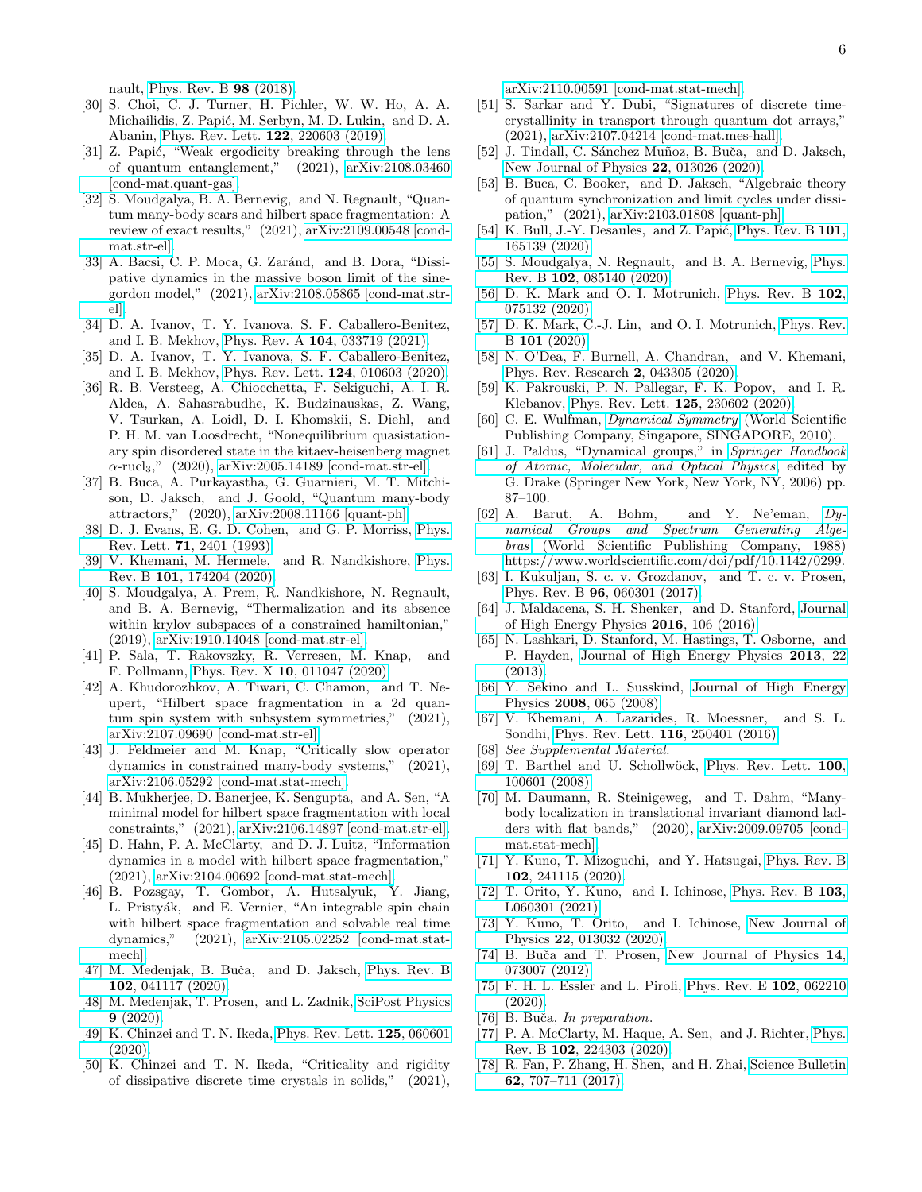nault, Phys. Rev. B **98** (2018).

[30] S. Choi, C. J. Turner, H. Pichler, W. W. Ho, A. A. Michailidis, Z. Papić, M. Serbyn, M. D. Lukin, and D. A. Abanin, Phys. Rev. Lett. **122**, 220603 (2019).

[31] Z. Papić, "Weak ergodicity breaking through the lens of quantum entanglement," (2021), arXiv:2108.03460 [cond-mat.quant-gas].

[32] S. Moudgalya, B. A. Bernevig, and N. Regnault, "Quantum many-body scars and hilbert space fragmentation: A review of exact results," (2021), arXiv:2109.00548 [cond-mat.str-el].

[33] A. Bacsi, C. P. Moca, G. Zaránd, and B. Dora, "Dissipative dynamics in the massive boson limit of the sine-gordon model," (2021), arXiv:2108.05865 [cond-mat.str-el].

[34] D. A. Ivanov, T. Y. Ivanova, S. F. Caballero-Benitez, and I. B. Mekhov, Phys. Rev. A **104**, 033719 (2021).

[35] D. A. Ivanov, T. Y. Ivanova, S. F. Caballero-Benitez, and I. B. Mekhov, Phys. Rev. Lett. **124**, 010603 (2020).

[36] R. B. Versteeg, A. Chiocchetta, F. Sekiguchi, A. I. R. Aldea, A. Sahasrabudhe, K. Budzinauskas, Z. Wang, V. Tsurkan, A. Loidl, D. I. Khomskii, S. Diehl, and P. H. M. van Loosdrecht, "Nonequilibrium quasistationary spin disordered state in the kitaev-heisenberg magnet $\alpha$-rucl$_3$," (2020), arXiv:2005.14189 [cond-mat.str-el].

[37] B. Buca, A. Purkayastha, G. Guarnieri, M. T. Mitchison, D. Jaksch, and J. Goold, "Quantum many-body attractors," (2020), arXiv:2008.11166 [quant-ph].

[38] D. J. Evans, E. G. D. Cohen, and G. P. Morriss, Phys. Rev. Lett. **71**, 2401 (1993).

[39] V. Khemani, M. Hermele, and R. Nandkishore, Phys. Rev. B **101**, 174204 (2020).

[40] S. Moudgalya, A. Prem, R. Nandkishore, N. Regnault, and B. A. Bernevig, "Thermalization and its absence within krylov subspaces of a constrained hamiltonian," (2019), arXiv:1910.14048 [cond-mat.str-el].

[41] P. Sala, T. Rakovszky, R. Verresen, M. Knap, and F. Pollmann, Phys. Rev. X **10**, 011047 (2020).

[42] A. Khudorozhkov, A. Tiwari, C. Chamon, and T. Neupert, "Hilbert space fragmentation in a 2d quantum spin system with subsystem symmetries," (2021), arXiv:2107.09690 [cond-mat.str-el].

[43] J. Feldmeier and M. Knap, "Critically slow operator dynamics in constrained many-body systems," (2021), arXiv:2106.05292 [cond-mat.stat-mech].

[44] B. Mukherjee, D. Banerjee, K. Sengupta, and A. Sen, "A minimal model for hilbert space fragmentation with local constraints," (2021), arXiv:2106.14897 [cond-mat.str-el].

[45] D. Hahn, P. A. McClarty, and D. J. Luitz, "Information dynamics in a model with hilbert space fragmentation," (2021), arXiv:2104.00692 [cond-mat.stat-mech].

[46] B. Pozsgay, T. Gombor, A. Hutsalyuk, Y. Jiang, L. Pristyák, and E. Vernier, "An integrable spin chain with hilbert space fragmentation and solvable real time dynamics," (2021), arXiv:2105.02252 [cond-mat.stat-mech].

[47] M. Medenjak, B. Buča, and D. Jaksch, Phys. Rev. B **102**, 041117 (2020).

[48] M. Medenjak, T. Prosen, and L. Zadnik, SciPost Physics **9** (2020).

[49] K. Chinzei and T. N. Ikeda, Phys. Rev. Lett. **125**, 060601 (2020).

[50] K. Chinzei and T. N. Ikeda, "Criticality and rigidity of dissipative discrete time crystals in solids," (2021), arXiv:2110.00591 [cond-mat.stat-mech].

[51] S. Sarkar and Y. Dubi, "Signatures of discrete time-crystallinity in transport through quantum dot arrays," (2021), arXiv:2107.04214 [cond-mat.mes-hall].

[52] J. Tindall, C. Sánchez Muñoz, B. Buča, and D. Jaksch, New Journal of Physics **22**, 013026 (2020).

[53] B. Buca, C. Booker, and D. Jaksch, "Algebraic theory of quantum synchronization and limit cycles under dissipation," (2021), arXiv:2103.01808 [quant-ph].

[54] K. Bull, J.-Y. Desaules, and Z. Papić, Phys. Rev. B **101**, 165139 (2020).

[55] S. Moudgalya, N. Regnault, and B. A. Bernevig, Phys. Rev. B **102**, 085140 (2020).

[56] D. K. Mark and O. I. Motrunich, Phys. Rev. B **102**, 075132 (2020).

[57] D. K. Mark, C.-J. Lin, and O. I. Motrunich, Phys. Rev. B **101** (2020).

[58] N. O'Dea, F. Burnell, A. Chandran, and V. Khemani, Phys. Rev. Research **2**, 043305 (2020).

[59] K. Pakrouski, P. N. Pallegar, F. K. Popov, and I. R. Klebanov, Phys. Rev. Lett. **125**, 230602 (2020).

[60] C. E. Wulfman, *Dynamical Symmetry* (World Scientific Publishing Company, Singapore, SINGAPORE, 2010).

[61] J. Paldus, "Dynamical groups," in *Springer Handbook of Atomic, Molecular, and Optical Physics*, edited by G. Drake (Springer New York, New York, NY, 2006) pp. 87–100.

[62] A. Barut, A. Bohm, and Y. Ne'eman, *Dynamical Groups and Spectrum Generating Algebras* (World Scientific Publishing Company, 1988) https://www.worldscientific.com/doi/pdf/10.1142/0299.

[63] I. Kukuljan, S. c. v. Grozdanov, and T. c. v. Prosen, Phys. Rev. B **96**, 060301 (2017).

[64] J. Maldacena, S. H. Shenker, and D. Stanford, Journal of High Energy Physics **2016**, 106 (2016).

[65] N. Lashkari, D. Stanford, M. Hastings, T. Osborne, and P. Hayden, Journal of High Energy Physics **2013**, 22 (2013).

[66] Y. Sekino and L. Susskind, Journal of High Energy Physics **2008**, 065 (2008).

[67] V. Khemani, A. Lazarides, R. Moessner, and S. L. Sondhi, Phys. Rev. Lett. **116**, 250401 (2016).

[68] *See Supplemental Material.*

[69] T. Barthel and U. Schollwöck, Phys. Rev. Lett. **100**, 100601 (2008).

[70] M. Daumann, R. Steinigeweg, and T. Dahm, "Many-body localization in translational invariant diamond ladders with flat bands," (2020), arXiv:2009.09705 [cond-mat.stat-mech].

[71] Y. Kuno, T. Mizoguchi, and Y. Hatsugai, Phys. Rev. B **102**, 241115 (2020).

[72] T. Orito, Y. Kuno, and I. Ichinose, Phys. Rev. B **103**, L060301 (2021).

[73] Y. Kuno, T. Orito, and I. Ichinose, New Journal of Physics **22**, 013032 (2020).

[74] B. Buča and T. Prosen, New Journal of Physics **14**, 073007 (2012).

[75] F. H. L. Essler and L. Piroli, Phys. Rev. E **102**, 062210 (2020).

[76] B. Buča, *In preparation.*

[77] P. A. McClarty, M. Haque, A. Sen, and J. Richter, Phys. Rev. B **102**, 224303 (2020).

[78] R. Fan, P. Zhang, H. Shen, and H. Zhai, Science Bulletin **62**, 707–711 (2017).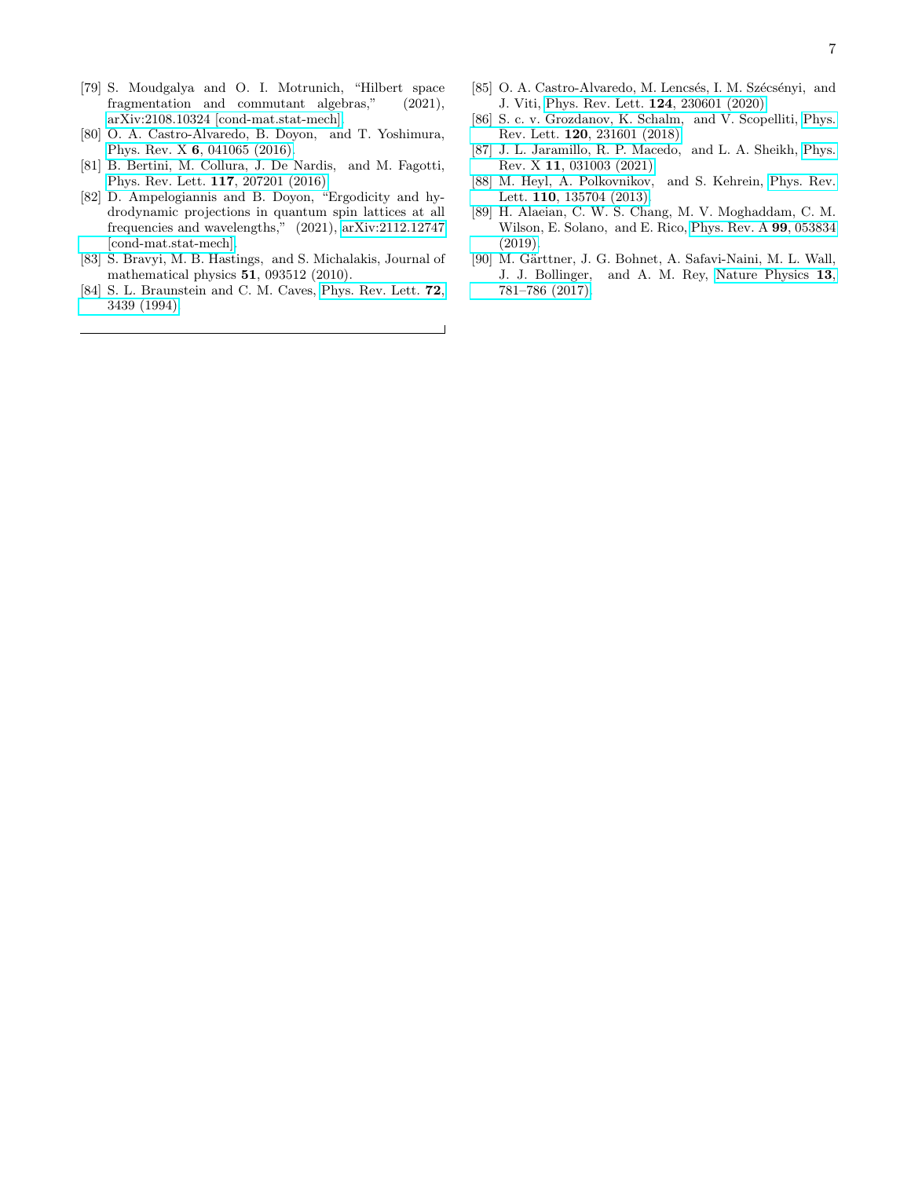[79] S. Moudgalya and O. I. Motrunich, "Hilbert space fragmentation and commutant algebras," (2021), arXiv:2108.10324 [cond-mat.stat-mech].

[80] O. A. Castro-Alvaredo, B. Doyon, and T. Yoshimura, Phys. Rev. X **6**, 041065 (2016).

[81] B. Bertini, M. Collura, J. De Nardis, and M. Fagotti, Phys. Rev. Lett. **117**, 207201 (2016).

[82] D. Ampelogiannis and B. Doyon, "Ergodicity and hydrodynamic projections in quantum spin lattices at all frequencies and wavelengths," (2021), arXiv:2112.12747 [cond-mat.stat-mech].

[83] S. Bravyi, M. B. Hastings, and S. Michalakis, Journal of mathematical physics **51**, 093512 (2010).

[84] S. L. Braunstein and C. M. Caves, Phys. Rev. Lett. **72**, 3439 (1994).

[85] O. A. Castro-Alvaredo, M. Lencsés, I. M. Szécsényi, and J. Viti, Phys. Rev. Lett. **124**, 230601 (2020).

[86] S. c. v. Grozdanov, K. Schalm, and V. Scopelliti, Phys. Rev. Lett. **120**, 231601 (2018).

[87] J. L. Jaramillo, R. P. Macedo, and L. A. Sheikh, Phys. Rev. X **11**, 031003 (2021).

[88] M. Heyl, A. Polkovnikov, and S. Kehrein, Phys. Rev. Lett. **110**, 135704 (2013).

[89] H. Alaeian, C. W. S. Chang, M. V. Moghaddam, C. M. Wilson, E. Solano, and E. Rico, Phys. Rev. A **99**, 053834 (2019).

[90] M. Gärttner, J. G. Bohnet, A. Safavi-Naini, M. L. Wall, J. J. Bollinger, and A. M. Rey, Nature Physics **13**, 781–786 (2017).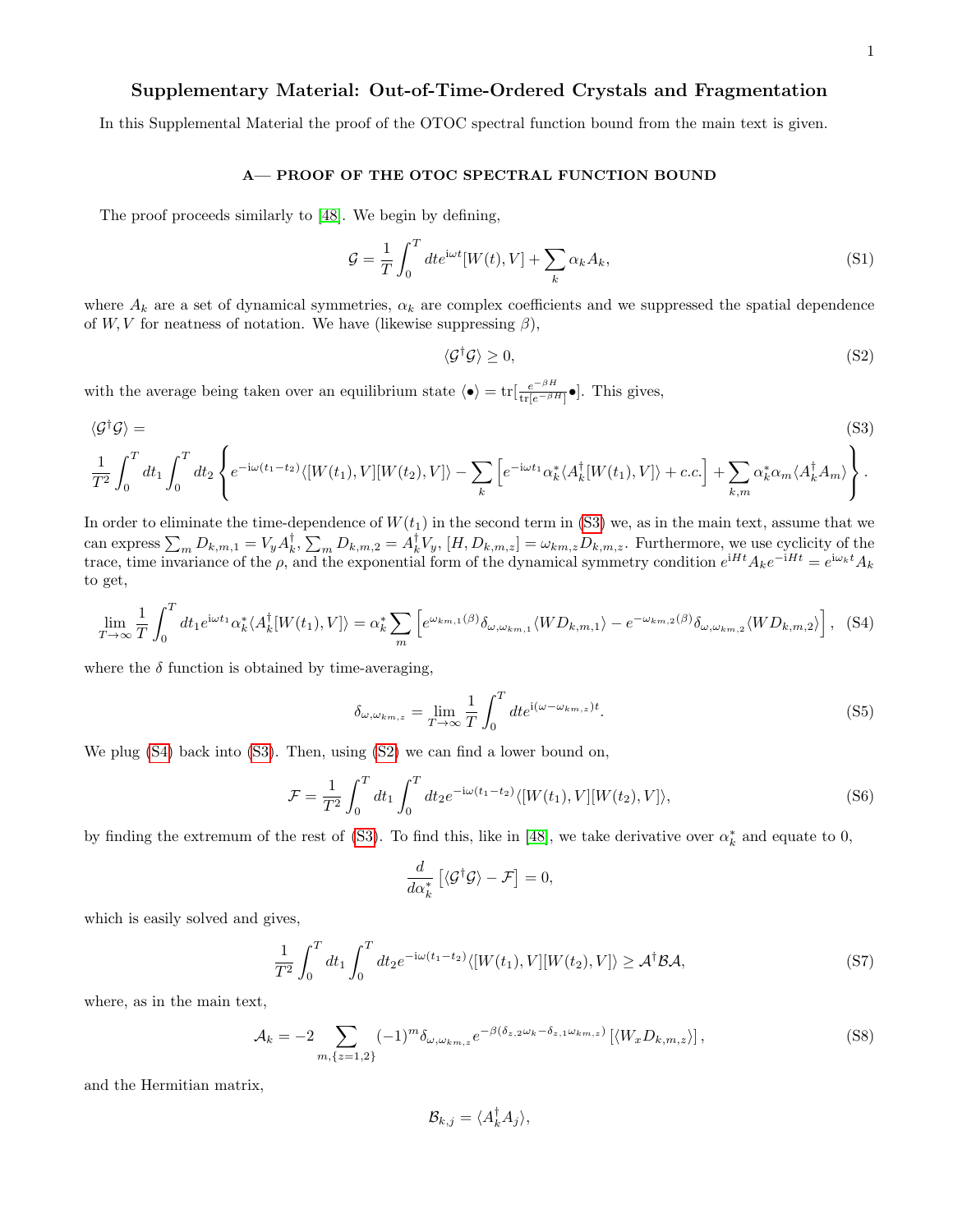# Supplementary Material: Out-of-Time-Ordered Crystals and Fragmentation

In this Supplemental Material the proof of the OTOC spectral function bound from the main text is given.

## A— PROOF OF THE OTOC SPECTRAL FUNCTION BOUND

The proof proceeds similarly to [48]. We begin by defining,

$$\mathcal{G} = \frac{1}{T}\int_0^T dt e^{\mathrm{i}\omega t}[W(t), V] + \sum_k \alpha_k A_k, \tag{S1}$$

where $A_k$ are a set of dynamical symmetries, $\alpha_k$ are complex coefficients and we suppressed the spatial dependence of $W, V$ for neatness of notation. We have (likewise suppressing $\beta$),

$$\langle \mathcal{G}^\dagger \mathcal{G}\rangle \geq 0, \tag{S2}$$

with the average being taken over an equilibrium state $\langle \bullet \rangle = \mathrm{tr}[\frac{e^{-\beta H}}{\mathrm{tr}[e^{-\beta H}]}\bullet]$. This gives,

$$\langle \mathcal{G}^\dagger \mathcal{G}\rangle = \tag{S3}$$
$$\frac{1}{T^2}\int_0^T dt_1 \int_0^T dt_2 \left\{ e^{-\mathrm{i}\omega(t_1-t_2)}\langle [W(t_1),V][W(t_2),V]\rangle - \sum_k \left[ e^{-\mathrm{i}\omega t_1}\alpha_k^* \langle A_k^\dagger [W(t_1),V]\rangle + c.c.\right] + \sum_{k,m}\alpha_k^*\alpha_m \langle A_k^\dagger A_m\rangle \right\}.$$

In order to eliminate the time-dependence of $W(t_1)$ in the second term in (S3) we, as in the main text, assume that we can express $\sum_m D_{k,m,1} = V_y A_k^\dagger$, $\sum_m D_{k,m,2} = A_k^\dagger V_y$, $[H, D_{k,m,z}] = \omega_{km,z} D_{k,m,z}$. Furthermore, we use cyclicity of the trace, time invariance of the $\rho$, and the exponential form of the dynamical symmetry condition $e^{\mathrm{i}Ht}A_k e^{-\mathrm{i}Ht} = e^{\mathrm{i}\omega_k t}A_k$ to get,

$$\lim_{T\to\infty}\frac{1}{T}\int_0^T dt_1 e^{\mathrm{i}\omega t_1}\alpha_k^* \langle A_k^\dagger [W(t_1),V]\rangle = \alpha_k^* \sum_m \left[ e^{\omega_{km,1}(\beta)}\delta_{\omega,\omega_{km,1}}\langle W D_{k,m,1}\rangle - e^{-\omega_{km,2}(\beta)}\delta_{\omega,\omega_{km,2}}\langle W D_{k,m,2}\rangle \right], \tag{S4}$$

where the $\delta$ function is obtained by time-averaging,

$$\delta_{\omega,\omega_{km,z}} = \lim_{T\to\infty}\frac{1}{T}\int_0^T dt e^{\mathrm{i}(\omega-\omega_{km,z})t}. \tag{S5}$$

We plug (S4) back into (S3). Then, using (S2) we can find a lower bound on,

$$\mathcal{F} = \frac{1}{T^2}\int_0^T dt_1 \int_0^T dt_2 e^{-\mathrm{i}\omega(t_1-t_2)}\langle [W(t_1),V][W(t_2),V]\rangle, \tag{S6}$$

by finding the extremum of the rest of (S3). To find this, like in [48], we take derivative over $\alpha_k^*$ and equate to 0,

$$\frac{d}{d\alpha_k^*}\left[\langle \mathcal{G}^\dagger\mathcal{G}\rangle - \mathcal{F}\right] = 0,$$

which is easily solved and gives,

$$\frac{1}{T^2}\int_0^T dt_1 \int_0^T dt_2 e^{-\mathrm{i}\omega(t_1-t_2)}\langle [W(t_1),V][W(t_2),V]\rangle \geq \mathcal{A}^\dagger \mathcal{B}\mathcal{A}, \tag{S7}$$

where, as in the main text,

$$\mathcal{A}_k = -2\sum_{m,\{z=1,2\}}(-1)^m \delta_{\omega,\omega_{km,z}} e^{-\beta(\delta_{z,2}\omega_k - \delta_{z,1}\omega_{km,z})}\left[\langle W_x D_{k,m,z}\rangle\right], \tag{S8}$$

and the Hermitian matrix,

$$\mathcal{B}_{k,j} = \langle A_k^\dagger A_j \rangle,$$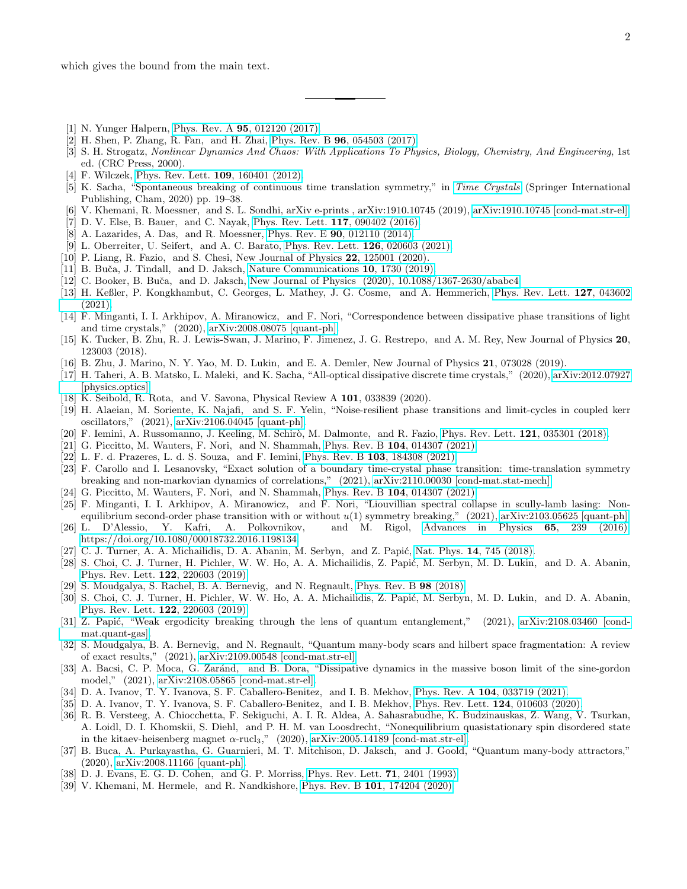which gives the bound from the main text.

---

[1] N. Yunger Halpern, Phys. Rev. A **95**, 012120 (2017).
[2] H. Shen, P. Zhang, R. Fan, and H. Zhai, Phys. Rev. B **96**, 054503 (2017).
[3] S. H. Strogatz, *Nonlinear Dynamics And Chaos: With Applications To Physics, Biology, Chemistry, And Engineering*, 1st ed. (CRC Press, 2000).
[4] F. Wilczek, Phys. Rev. Lett. **109**, 160401 (2012).
[5] K. Sacha, "Spontaneous breaking of continuous time translation symmetry," in *Time Crystals* (Springer International Publishing, Cham, 2020) pp. 19–38.
[6] V. Khemani, R. Moessner, and S. L. Sondhi, arXiv e-prints , arXiv:1910.10745 (2019), arXiv:1910.10745 [cond-mat.str-el].
[7] D. V. Else, B. Bauer, and C. Nayak, Phys. Rev. Lett. **117**, 090402 (2016).
[8] A. Lazarides, A. Das, and R. Moessner, Phys. Rev. E **90**, 012110 (2014).
[9] L. Oberreiter, U. Seifert, and A. C. Barato, Phys. Rev. Lett. **126**, 020603 (2021).
[10] P. Liang, R. Fazio, and S. Chesi, New Journal of Physics **22**, 125001 (2020).
[11] B. Buča, J. Tindall, and D. Jaksch, Nature Communications **10**, 1730 (2019).
[12] C. Booker, B. Buča, and D. Jaksch, New Journal of Physics (2020), 10.1088/1367-2630/ababc4.
[13] H. Keßler, P. Kongkhambut, C. Georges, L. Mathey, J. G. Cosme, and A. Hemmerich, Phys. Rev. Lett. **127**, 043602 (2021).
[14] F. Minganti, I. I. Arkhipov, A. Miranowicz, and F. Nori, "Correspondence between dissipative phase transitions of light and time crystals," (2020), arXiv:2008.08075 [quant-ph].
[15] K. Tucker, B. Zhu, R. J. Lewis-Swan, J. Marino, F. Jimenez, J. G. Restrepo, and A. M. Rey, New Journal of Physics **20**, 123003 (2018).
[16] B. Zhu, J. Marino, N. Y. Yao, M. D. Lukin, and E. A. Demler, New Journal of Physics **21**, 073028 (2019).
[17] H. Taheri, A. B. Matsko, L. Maleki, and K. Sacha, "All-optical dissipative discrete time crystals," (2020), arXiv:2012.07927 [physics.optics].
[18] K. Seibold, R. Rota, and V. Savona, Physical Review A **101**, 033839 (2020).
[19] H. Alaeian, M. Soriente, K. Najafi, and S. F. Yelin, "Noise-resilient phase transitions and limit-cycles in coupled kerr oscillators," (2021), arXiv:2106.04045 [quant-ph].
[20] F. Iemini, A. Russomanno, J. Keeling, M. Schirò, M. Dalmonte, and R. Fazio, Phys. Rev. Lett. **121**, 035301 (2018).
[21] G. Piccitto, M. Wauters, F. Nori, and N. Shammah, Phys. Rev. B **104**, 014307 (2021).
[22] L. F. d. Prazeres, L. d. S. Souza, and F. Iemini, Phys. Rev. B **103**, 184308 (2021).
[23] F. Carollo and I. Lesanovsky, "Exact solution of a boundary time-crystal phase transition: time-translation symmetry breaking and non-markovian dynamics of correlations," (2021), arXiv:2110.00030 [cond-mat.stat-mech].
[24] G. Piccitto, M. Wauters, F. Nori, and N. Shammah, Phys. Rev. B **104**, 014307 (2021).
[25] F. Minganti, I. I. Arkhipov, A. Miranowicz, and F. Nori, "Liouvillian spectral collapse in scully-lamb lasing: Non-equilibrium second-order phase transition with or without $u(1)$ symmetry breaking," (2021), arXiv:2103.05625 [quant-ph].
[26] L. D'Alessio, Y. Kafri, A. Polkovnikov, and M. Rigol, Advances in Physics **65**, 239 (2016), https://doi.org/10.1080/00018732.2016.1198134.
[27] C. J. Turner, A. A. Michailidis, D. A. Abanin, M. Serbyn, and Z. Papić, Nat. Phys. **14**, 745 (2018).
[28] S. Choi, C. J. Turner, H. Pichler, W. W. Ho, A. A. Michailidis, Z. Papić, M. Serbyn, M. D. Lukin, and D. A. Abanin, Phys. Rev. Lett. **122**, 220603 (2019).
[29] S. Moudgalya, S. Rachel, B. A. Bernevig, and N. Regnault, Phys. Rev. B **98** (2018).
[30] S. Choi, C. J. Turner, H. Pichler, W. W. Ho, A. A. Michailidis, Z. Papić, M. Serbyn, M. D. Lukin, and D. A. Abanin, Phys. Rev. Lett. **122**, 220603 (2019).
[31] Z. Papić, "Weak ergodicity breaking through the lens of quantum entanglement," (2021), arXiv:2108.03460 [cond-mat.quant-gas].
[32] S. Moudgalya, B. A. Bernevig, and N. Regnault, "Quantum many-body scars and hilbert space fragmentation: A review of exact results," (2021), arXiv:2109.00548 [cond-mat.str-el].
[33] A. Bacsi, C. P. Moca, G. Zaránd, and B. Dora, "Dissipative dynamics in the massive boson limit of the sine-gordon model," (2021), arXiv:2108.05865 [cond-mat.str-el].
[34] D. A. Ivanov, T. Y. Ivanova, S. F. Caballero-Benitez, and I. B. Mekhov, Phys. Rev. A **104**, 033719 (2021).
[35] D. A. Ivanov, T. Y. Ivanova, S. F. Caballero-Benitez, and I. B. Mekhov, Phys. Rev. Lett. **124**, 010603 (2020).
[36] R. B. Versteeg, A. Chiocchetta, F. Sekiguchi, A. I. R. Aldea, A. Sahasrabudhe, K. Budzinauskas, Z. Wang, V. Tsurkan, A. Loidl, D. I. Khomskii, S. Diehl, and P. H. M. van Loosdrecht, "Nonequilibrium quasistationary spin disordered state in the kitaev-heisenberg magnet $\alpha$-rucl$_3$," (2020), arXiv:2005.14189 [cond-mat.str-el].
[37] B. Buca, A. Purkayastha, G. Guarnieri, M. T. Mitchison, D. Jaksch, and J. Goold, "Quantum many-body attractors," (2020), arXiv:2008.11166 [quant-ph].
[38] D. J. Evans, E. G. D. Cohen, and G. P. Morriss, Phys. Rev. Lett. **71**, 2401 (1993).
[39] V. Khemani, M. Hermele, and R. Nandkishore, Phys. Rev. B **101**, 174204 (2020).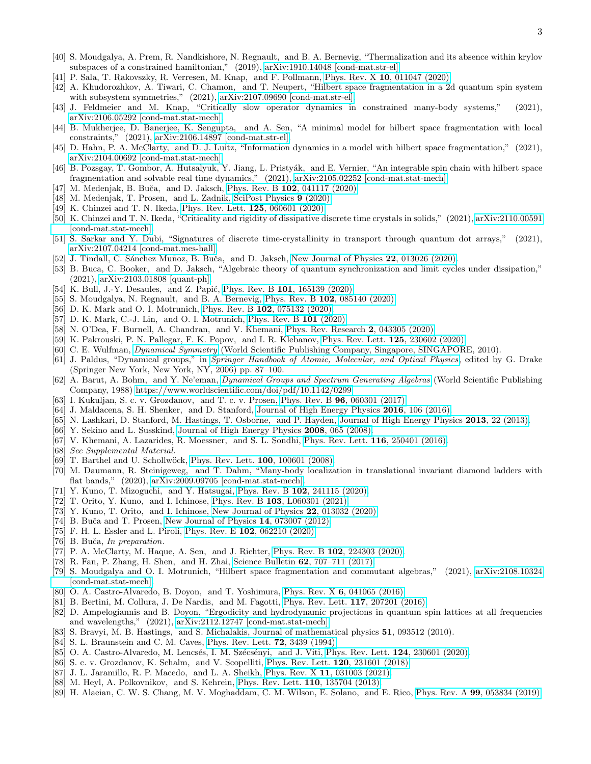[40] S. Moudgalya, A. Prem, R. Nandkishore, N. Regnault, and B. A. Bernevig, "Thermalization and its absence within krylov subspaces of a constrained hamiltonian," (2019), arXiv:1910.14048 [cond-mat.str-el].

[41] P. Sala, T. Rakovszky, R. Verresen, M. Knap, and F. Pollmann, Phys. Rev. X **10**, 011047 (2020).

[42] A. Khudorozhkov, A. Tiwari, C. Chamon, and T. Neupert, "Hilbert space fragmentation in a 2d quantum spin system with subsystem symmetries," (2021), arXiv:2107.09690 [cond-mat.str-el].

[43] J. Feldmeier and M. Knap, "Critically slow operator dynamics in constrained many-body systems," (2021), arXiv:2106.05292 [cond-mat.stat-mech].

[44] B. Mukherjee, D. Banerjee, K. Sengupta, and A. Sen, "A minimal model for hilbert space fragmentation with local constraints," (2021), arXiv:2106.14897 [cond-mat.str-el].

[45] D. Hahn, P. A. McClarty, and D. J. Luitz, "Information dynamics in a model with hilbert space fragmentation," (2021), arXiv:2104.00692 [cond-mat.stat-mech].

[46] B. Pozsgay, T. Gombor, A. Hutsalyuk, Y. Jiang, L. Pristyák, and E. Vernier, "An integrable spin chain with hilbert space fragmentation and solvable real time dynamics," (2021), arXiv:2105.02252 [cond-mat.stat-mech].

[47] M. Medenjak, B. Buča, and D. Jaksch, Phys. Rev. B **102**, 041117 (2020).

[48] M. Medenjak, T. Prosen, and L. Zadnik, SciPost Physics **9** (2020).

[49] K. Chinzei and T. N. Ikeda, Phys. Rev. Lett. **125**, 060601 (2020).

[50] K. Chinzei and T. N. Ikeda, "Criticality and rigidity of dissipative discrete time crystals in solids," (2021), arXiv:2110.00591 [cond-mat.stat-mech].

[51] S. Sarkar and Y. Dubi, "Signatures of discrete time-crystallinity in transport through quantum dot arrays," (2021), arXiv:2107.04214 [cond-mat.mes-hall].

[52] J. Tindall, C. Sánchez Muñoz, B. Buča, and D. Jaksch, New Journal of Physics **22**, 013026 (2020).

[53] B. Buca, C. Booker, and D. Jaksch, "Algebraic theory of quantum synchronization and limit cycles under dissipation," (2021), arXiv:2103.01808 [quant-ph].

[54] K. Bull, J.-Y. Desaules, and Z. Papić, Phys. Rev. B **101**, 165139 (2020).

[55] S. Moudgalya, N. Regnault, and B. A. Bernevig, Phys. Rev. B **102**, 085140 (2020).

[56] D. K. Mark and O. I. Motrunich, Phys. Rev. B **102**, 075132 (2020).

[57] D. K. Mark, C.-J. Lin, and O. I. Motrunich, Phys. Rev. B **101** (2020).

[58] N. O'Dea, F. Burnell, A. Chandran, and V. Khemani, Phys. Rev. Research **2**, 043305 (2020).

[59] K. Pakrouski, P. N. Pallegar, F. K. Popov, and I. R. Klebanov, Phys. Rev. Lett. **125**, 230602 (2020).

[60] C. E. Wulfman, *Dynamical Symmetry* (World Scientific Publishing Company, Singapore, SINGAPORE, 2010).

[61] J. Paldus, "Dynamical groups," in *Springer Handbook of Atomic, Molecular, and Optical Physics*, edited by G. Drake (Springer New York, New York, NY, 2006) pp. 87–100.

[62] A. Barut, A. Bohm, and Y. Ne'eman, *Dynamical Groups and Spectrum Generating Algebras* (World Scientific Publishing Company, 1988) https://www.worldscientific.com/doi/pdf/10.1142/0299.

[63] I. Kukuljan, S. c. v. Grozdanov, and T. c. v. Prosen, Phys. Rev. B **96**, 060301 (2017).

[64] J. Maldacena, S. H. Shenker, and D. Stanford, Journal of High Energy Physics **2016**, 106 (2016).

[65] N. Lashkari, D. Stanford, M. Hastings, T. Osborne, and P. Hayden, Journal of High Energy Physics **2013**, 22 (2013).

[66] Y. Sekino and L. Susskind, Journal of High Energy Physics **2008**, 065 (2008).

[67] V. Khemani, A. Lazarides, R. Moessner, and S. L. Sondhi, Phys. Rev. Lett. **116**, 250401 (2016).

[68] *See Supplemental Material*.

[69] T. Barthel and U. Schollwöck, Phys. Rev. Lett. **100**, 100601 (2008).

[70] M. Daumann, R. Steinigeweg, and T. Dahm, "Many-body localization in translational invariant diamond ladders with flat bands," (2020), arXiv:2009.09705 [cond-mat.stat-mech].

[71] Y. Kuno, T. Mizoguchi, and Y. Hatsugai, Phys. Rev. B **102**, 241115 (2020).

[72] T. Orito, Y. Kuno, and I. Ichinose, Phys. Rev. B **103**, L060301 (2021).

[73] Y. Kuno, T. Orito, and I. Ichinose, New Journal of Physics **22**, 013032 (2020).

[74] B. Buča and T. Prosen, New Journal of Physics **14**, 073007 (2012).

[75] F. H. L. Essler and L. Piroli, Phys. Rev. E **102**, 062210 (2020).

[76] B. Buča, *In preparation*.

[77] P. A. McClarty, M. Haque, A. Sen, and J. Richter, Phys. Rev. B **102**, 224303 (2020).

[78] R. Fan, P. Zhang, H. Shen, and H. Zhai, Science Bulletin **62**, 707–711 (2017).

[79] S. Moudgalya and O. I. Motrunich, "Hilbert space fragmentation and commutant algebras," (2021), arXiv:2108.10324 [cond-mat.stat-mech].

[80] O. A. Castro-Alvaredo, B. Doyon, and T. Yoshimura, Phys. Rev. X **6**, 041065 (2016).

[81] B. Bertini, M. Collura, J. De Nardis, and M. Fagotti, Phys. Rev. Lett. **117**, 207201 (2016).

[82] D. Ampelogiannis and B. Doyon, "Ergodicity and hydrodynamic projections in quantum spin lattices at all frequencies and wavelengths," (2021), arXiv:2112.12747 [cond-mat.stat-mech].

[83] S. Bravyi, M. B. Hastings, and S. Michalakis, Journal of mathematical physics **51**, 093512 (2010).

[84] S. L. Braunstein and C. M. Caves, Phys. Rev. Lett. **72**, 3439 (1994).

[85] O. A. Castro-Alvaredo, M. Lencsés, I. M. Szécsényi, and J. Viti, Phys. Rev. Lett. **124**, 230601 (2020).

[86] S. c. v. Grozdanov, K. Schalm, and V. Scopelliti, Phys. Rev. Lett. **120**, 231601 (2018).

[87] J. L. Jaramillo, R. P. Macedo, and L. A. Sheikh, Phys. Rev. X **11**, 031003 (2021).

[88] M. Heyl, A. Polkovnikov, and S. Kehrein, Phys. Rev. Lett. **110**, 135704 (2013).

[89] H. Alaeian, C. W. S. Chang, M. V. Moghaddam, C. M. Wilson, E. Solano, and E. Rico, Phys. Rev. A **99**, 053834 (2019).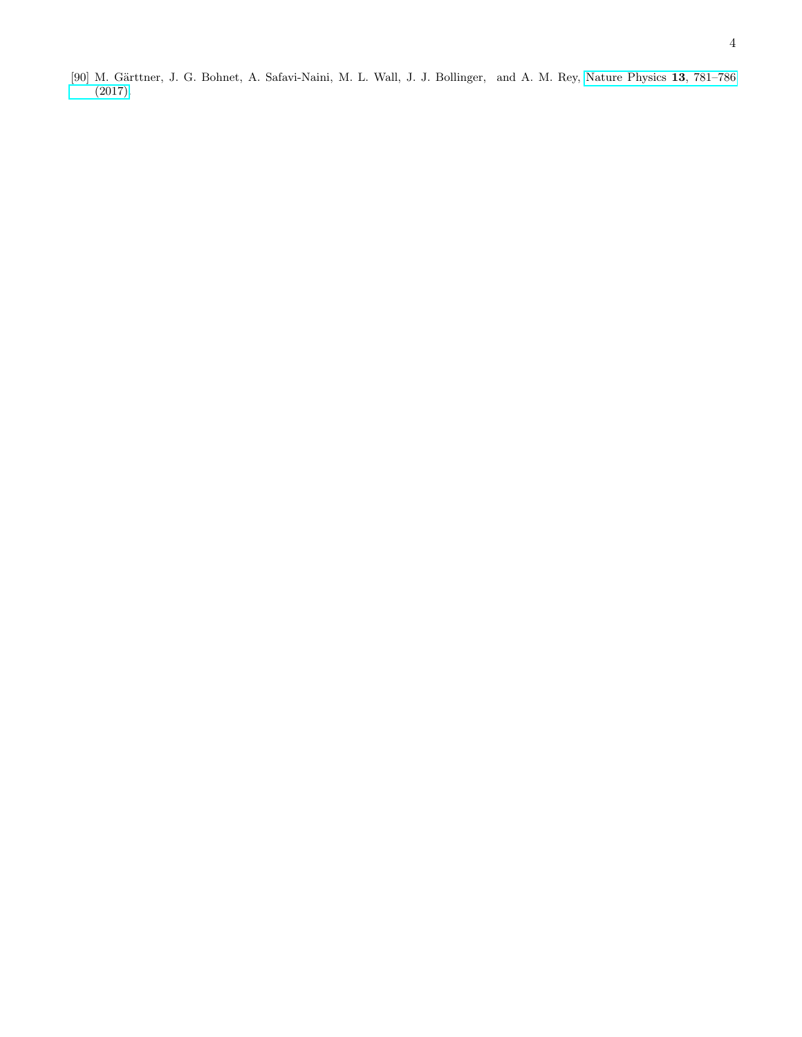[90] M. Gärttner, J. G. Bohnet, A. Safavi-Naini, M. L. Wall, J. J. Bollinger, and A. M. Rey, Nature Physics **13**, 781–786 (2017).